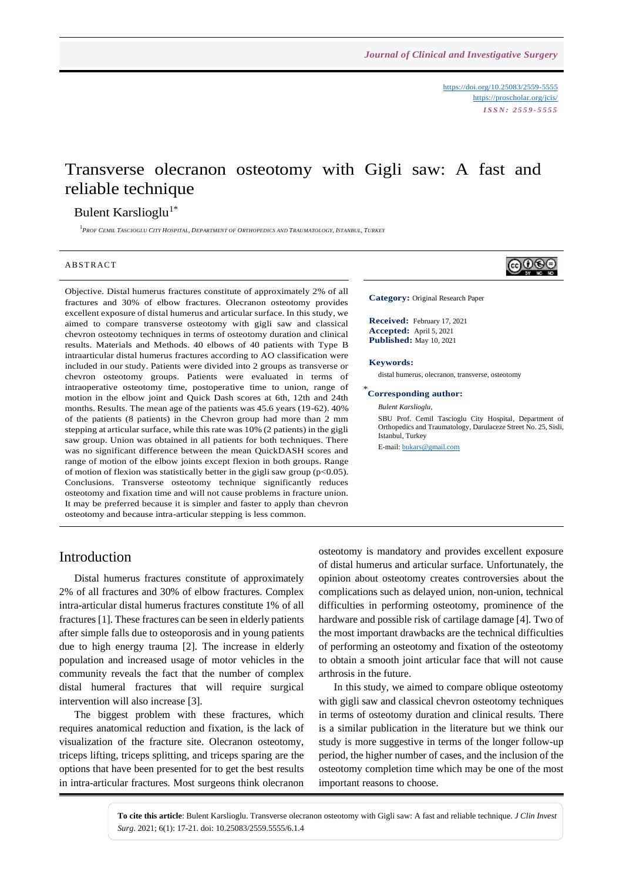https://doi.org/10.25083/2559-5555
https://proscholar.org/jcis/
*ISSN: 2559-5555*

# Transverse olecranon osteotomy with Gigli saw: A fast and reliable technique

Bulent Karslioglu[1*]

[1] Prof Cemil Tascioglu City Hospital, Department of Orthopedics and Traumatology, Istanbul, Turkey

## ABSTRACT

Objective. Distal humerus fractures constitute of approximately 2% of all fractures and 30% of elbow fractures. Olecranon osteotomy provides excellent exposure of distal humerus and articular surface. In this study, we aimed to compare transverse osteotomy with gigli saw and classical chevron osteotomy techniques in terms of osteotomy duration and clinical results. Materials and Methods. 40 elbows of 40 patients with Type B intraarticular distal humerus fractures according to AO classification were included in our study. Patients were divided into 2 groups as transverse or chevron osteotomy groups. Patients were evaluated in terms of intraoperative osteotomy time, postoperative time to union, range of motion in the elbow joint and Quick Dash scores at 6th, 12th and 24th months. Results. The mean age of the patients was 45.6 years (19-62). 40% of the patients (8 patients) in the Chevron group had more than 2 mm stepping at articular surface, while this rate was 10% (2 patients) in the gigli saw group. Union was obtained in all patients for both techniques. There was no significant difference between the mean QuickDASH scores and range of motion of the elbow joints except flexion in both groups. Range of motion of flexion was statistically better in the gigli saw group ($p<0.05$). Conclusions. Transverse osteotomy technique significantly reduces osteotomy and fixation time and will not cause problems in fracture union. It may be preferred because it is simpler and faster to apply than chevron osteotomy and because intra-articular stepping is less common.

**Category:** Original Research Paper

**Received:** February 17, 2021
**Accepted:** April 5, 2021
**Published:** May 10, 2021

**Keywords:**
distal humerus, olecranon, transverse, osteotomy

**[*]Corresponding author:**

*Bulent Karslioglu,*

SBU Prof. Cemil Tascioglu City Hospital, Department of Orthopedics and Traumatology, Darulaceze Street No. 25, Sisli, Istanbul, Turkey

E-mail: bukars@gmail.com

## Introduction

Distal humerus fractures constitute of approximately 2% of all fractures and 30% of elbow fractures. Complex intra-articular distal humerus fractures constitute 1% of all fractures [1]. These fractures can be seen in elderly patients after simple falls due to osteoporosis and in young patients due to high energy trauma [2]. The increase in elderly population and increased usage of motor vehicles in the community reveals the fact that the number of complex distal humeral fractures that will require surgical intervention will also increase [3].

The biggest problem with these fractures, which requires anatomical reduction and fixation, is the lack of visualization of the fracture site. Olecranon osteotomy, triceps lifting, triceps splitting, and triceps sparing are the options that have been presented for to get the best results in intra-articular fractures. Most surgeons think olecranon osteotomy is mandatory and provides excellent exposure of distal humerus and articular surface. Unfortunately, the opinion about osteotomy creates controversies about the complications such as delayed union, non-union, technical difficulties in performing osteotomy, prominence of the hardware and possible risk of cartilage damage [4]. Two of the most important drawbacks are the technical difficulties of performing an osteotomy and fixation of the osteotomy to obtain a smooth joint articular face that will not cause arthrosis in the future.

In this study, we aimed to compare oblique osteotomy with gigli saw and classical chevron osteotomy techniques in terms of osteotomy duration and clinical results. There is a similar publication in the literature but we think our study is more suggestive in terms of the longer follow-up period, the higher number of cases, and the inclusion of the osteotomy completion time which may be one of the most important reasons to choose.

**To cite this article**: Bulent Karslioglu. Transverse olecranon osteotomy with Gigli saw: A fast and reliable technique. *J Clin Invest Surg*. 2021; 6(1): 17-21. doi: 10.25083/2559.5555/6.1.4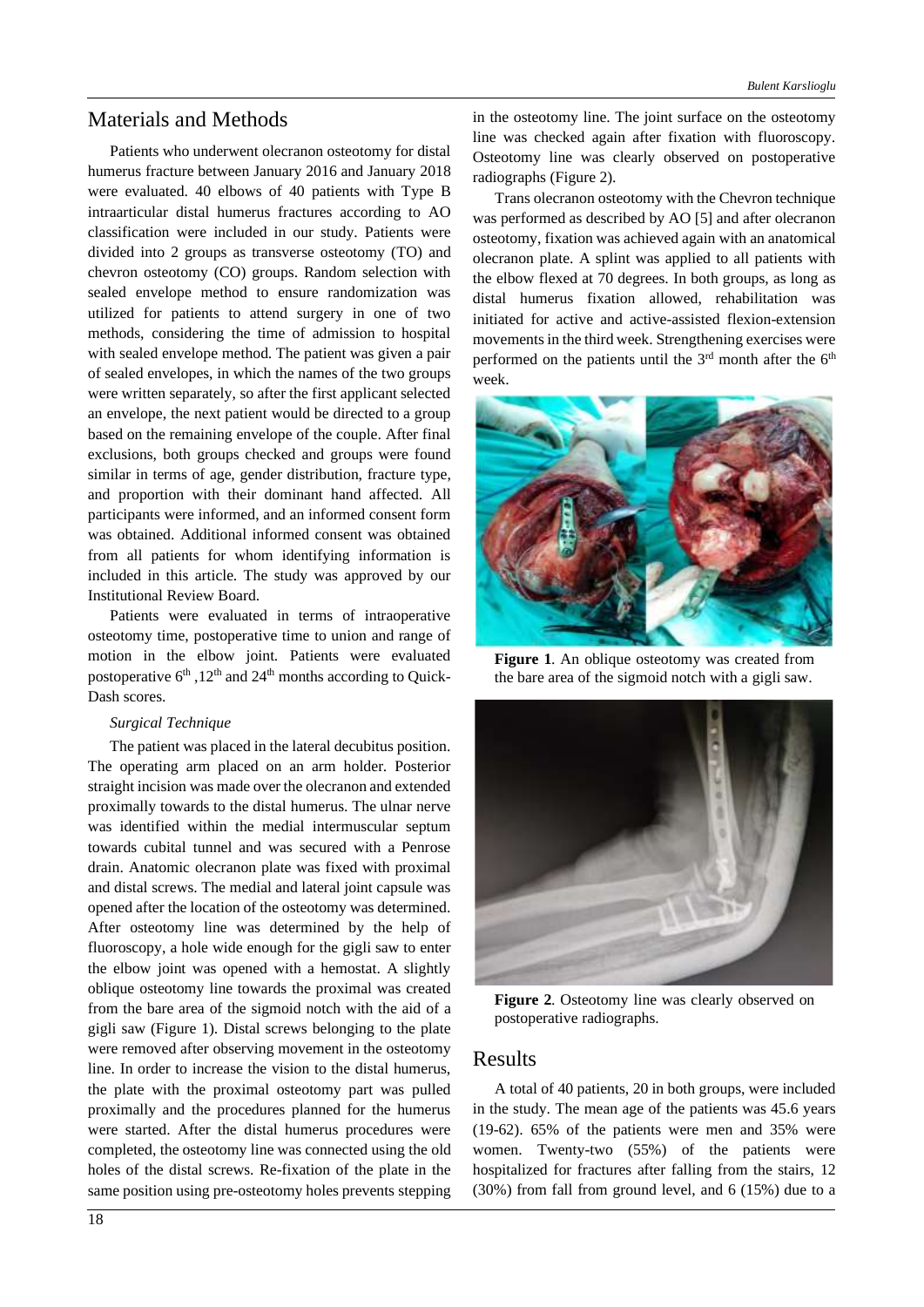## Materials and Methods

Patients who underwent olecranon osteotomy for distal humerus fracture between January 2016 and January 2018 were evaluated. 40 elbows of 40 patients with Type B intraarticular distal humerus fractures according to AO classification were included in our study. Patients were divided into 2 groups as transverse osteotomy (TO) and chevron osteotomy (CO) groups. Random selection with sealed envelope method to ensure randomization was utilized for patients to attend surgery in one of two methods, considering the time of admission to hospital with sealed envelope method. The patient was given a pair of sealed envelopes, in which the names of the two groups were written separately, so after the first applicant selected an envelope, the next patient would be directed to a group based on the remaining envelope of the couple. After final exclusions, both groups checked and groups were found similar in terms of age, gender distribution, fracture type, and proportion with their dominant hand affected. All participants were informed, and an informed consent form was obtained. Additional informed consent was obtained from all patients for whom identifying information is included in this article. The study was approved by our Institutional Review Board.

Patients were evaluated in terms of intraoperative osteotomy time, postoperative time to union and range of motion in the elbow joint. Patients were evaluated postoperative 6th ,12th and 24th months according to Quick-Dash scores.

*Surgical Technique*

The patient was placed in the lateral decubitus position. The operating arm placed on an arm holder. Posterior straight incision was made over the olecranon and extended proximally towards to the distal humerus. The ulnar nerve was identified within the medial intermuscular septum towards cubital tunnel and was secured with a Penrose drain. Anatomic olecranon plate was fixed with proximal and distal screws. The medial and lateral joint capsule was opened after the location of the osteotomy was determined. After osteotomy line was determined by the help of fluoroscopy, a hole wide enough for the gigli saw to enter the elbow joint was opened with a hemostat. A slightly oblique osteotomy line towards the proximal was created from the bare area of the sigmoid notch with the aid of a gigli saw (Figure 1). Distal screws belonging to the plate were removed after observing movement in the osteotomy line. In order to increase the vision to the distal humerus, the plate with the proximal osteotomy part was pulled proximally and the procedures planned for the humerus were started. After the distal humerus procedures were completed, the osteotomy line was connected using the old holes of the distal screws. Re-fixation of the plate in the same position using pre-osteotomy holes prevents stepping in the osteotomy line. The joint surface on the osteotomy line was checked again after fixation with fluoroscopy. Osteotomy line was clearly observed on postoperative radiographs (Figure 2).

Trans olecranon osteotomy with the Chevron technique was performed as described by AO [5] and after olecranon osteotomy, fixation was achieved again with an anatomical olecranon plate. A splint was applied to all patients with the elbow flexed at 70 degrees. In both groups, as long as distal humerus fixation allowed, rehabilitation was initiated for active and active-assisted flexion-extension movements in the third week. Strengthening exercises were performed on the patients until the 3rd month after the 6th week.

**Figure 1**. An oblique osteotomy was created from the bare area of the sigmoid notch with a gigli saw.

**Figure 2**. Osteotomy line was clearly observed on postoperative radiographs.

## Results

A total of 40 patients, 20 in both groups, were included in the study. The mean age of the patients was 45.6 years (19-62). 65% of the patients were men and 35% were women. Twenty-two (55%) of the patients were hospitalized for fractures after falling from the stairs, 12 (30%) from fall from ground level, and 6 (15%) due to a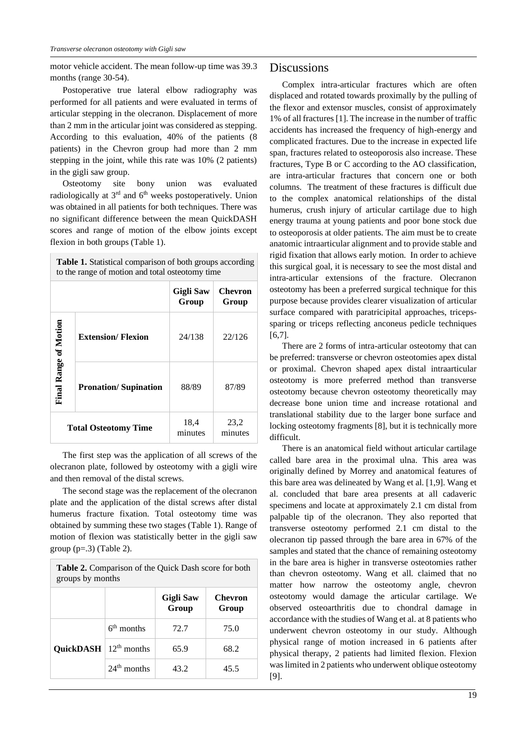motor vehicle accident. The mean follow-up time was 39.3 months (range 30-54).

Postoperative true lateral elbow radiography was performed for all patients and were evaluated in terms of articular stepping in the olecranon. Displacement of more than 2 mm in the articular joint was considered as stepping. According to this evaluation, 40% of the patients (8 patients) in the Chevron group had more than 2 mm stepping in the joint, while this rate was 10% (2 patients) in the gigli saw group.

Osteotomy site bony union was evaluated radiologically at 3rd and 6th weeks postoperatively. Union was obtained in all patients for both techniques. There was no significant difference between the mean QuickDASH scores and range of motion of the elbow joints except flexion in both groups (Table 1).

**Table 1.** Statistical comparison of both groups according to the range of motion and total osteotomy time

| | | Gigli Saw Group | Chevron Group |
|---|---|---|---|
| Final Range of Motion | Extension/ Flexion | 24/138 | 22/126 |
| | Pronation/ Supination | 88/89 | 87/89 |
| Total Osteotomy Time | | 18,4 minutes | 23,2 minutes |

The first step was the application of all screws of the olecranon plate, followed by osteotomy with a gigli wire and then removal of the distal screws.

The second stage was the replacement of the olecranon plate and the application of the distal screws after distal humerus fracture fixation. Total osteotomy time was obtained by summing these two stages (Table 1). Range of motion of flexion was statistically better in the gigli saw group ($p=.3$) (Table 2).

**Table 2.** Comparison of the Quick Dash score for both groups by months

| | | Gigli Saw Group | Chevron Group |
|---|---|---|---|
| QuickDASH | 6th months | 72.7 | 75.0 |
| | 12th months | 65.9 | 68.2 |
| | 24th months | 43.2 | 45.5 |

# Discussions

Complex intra-articular fractures which are often displaced and rotated towards proximally by the pulling of the flexor and extensor muscles, consist of approximately 1% of all fractures [1]. The increase in the number of traffic accidents has increased the frequency of high-energy and complicated fractures. Due to the increase in expected life span, fractures related to osteoporosis also increase. These fractures, Type B or C according to the AO classification, are intra-articular fractures that concern one or both columns. The treatment of these fractures is difficult due to the complex anatomical relationships of the distal humerus, crush injury of articular cartilage due to high energy trauma at young patients and poor bone stock due to osteoporosis at older patients. The aim must be to create anatomic intraarticular alignment and to provide stable and rigid fixation that allows early motion. In order to achieve this surgical goal, it is necessary to see the most distal and intra-articular extensions of the fracture. Olecranon osteotomy has been a preferred surgical technique for this purpose because provides clearer visualization of articular surface compared with paratricipital approaches, triceps-sparing or triceps reflecting anconeus pedicle techniques [6,7].

There are 2 forms of intra-articular osteotomy that can be preferred: transverse or chevron osteotomies apex distal or proximal. Chevron shaped apex distal intraarticular osteotomy is more preferred method than transverse osteotomy because chevron osteotomy theoretically may decrease bone union time and increase rotational and translational stability due to the larger bone surface and locking osteotomy fragments [8], but it is technically more difficult.

There is an anatomical field without articular cartilage called bare area in the proximal ulna. This area was originally defined by Morrey and anatomical features of this bare area was delineated by Wang et al. [1,9]. Wang et al. concluded that bare area presents at all cadaveric specimens and locate at approximately 2.1 cm distal from palpable tip of the olecranon. They also reported that transverse osteotomy performed 2.1 cm distal to the olecranon tip passed through the bare area in 67% of the samples and stated that the chance of remaining osteotomy in the bare area is higher in transverse osteotomies rather than chevron osteotomy. Wang et all. claimed that no matter how narrow the osteotomy angle, chevron osteotomy would damage the articular cartilage. We observed osteoarthritis due to chondral damage in accordance with the studies of Wang et al. at 8 patients who underwent chevron osteotomy in our study. Although physical range of motion increased in 6 patients after physical therapy, 2 patients had limited flexion. Flexion was limited in 2 patients who underwent oblique osteotomy [9].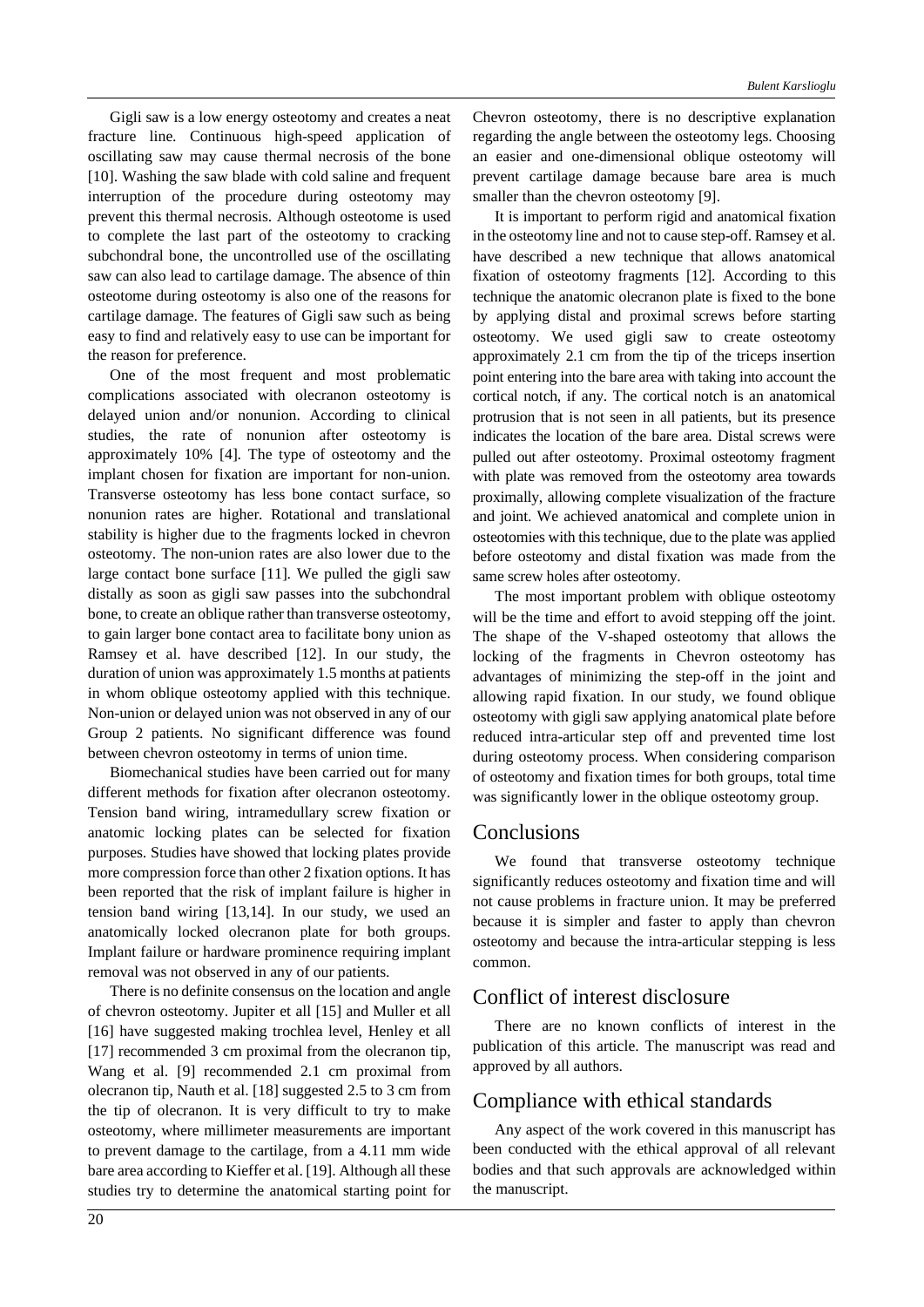Gigli saw is a low energy osteotomy and creates a neat fracture line. Continuous high-speed application of oscillating saw may cause thermal necrosis of the bone [10]. Washing the saw blade with cold saline and frequent interruption of the procedure during osteotomy may prevent this thermal necrosis. Although osteotome is used to complete the last part of the osteotomy to cracking subchondral bone, the uncontrolled use of the oscillating saw can also lead to cartilage damage. The absence of thin osteotome during osteotomy is also one of the reasons for cartilage damage. The features of Gigli saw such as being easy to find and relatively easy to use can be important for the reason for preference.

One of the most frequent and most problematic complications associated with olecranon osteotomy is delayed union and/or nonunion. According to clinical studies, the rate of nonunion after osteotomy is approximately 10% [4]. The type of osteotomy and the implant chosen for fixation are important for non-union. Transverse osteotomy has less bone contact surface, so nonunion rates are higher. Rotational and translational stability is higher due to the fragments locked in chevron osteotomy. The non-union rates are also lower due to the large contact bone surface [11]. We pulled the gigli saw distally as soon as gigli saw passes into the subchondral bone, to create an oblique rather than transverse osteotomy, to gain larger bone contact area to facilitate bony union as Ramsey et al. have described [12]. In our study, the duration of union was approximately 1.5 months at patients in whom oblique osteotomy applied with this technique. Non-union or delayed union was not observed in any of our Group 2 patients. No significant difference was found between chevron osteotomy in terms of union time.

Biomechanical studies have been carried out for many different methods for fixation after olecranon osteotomy. Tension band wiring, intramedullary screw fixation or anatomic locking plates can be selected for fixation purposes. Studies have showed that locking plates provide more compression force than other 2 fixation options. It has been reported that the risk of implant failure is higher in tension band wiring [13,14]. In our study, we used an anatomically locked olecranon plate for both groups. Implant failure or hardware prominence requiring implant removal was not observed in any of our patients.

There is no definite consensus on the location and angle of chevron osteotomy. Jupiter et all [15] and Muller et all [16] have suggested making trochlea level, Henley et all [17] recommended 3 cm proximal from the olecranon tip, Wang et al. [9] recommended 2.1 cm proximal from olecranon tip, Nauth et al. [18] suggested 2.5 to 3 cm from the tip of olecranon. It is very difficult to try to make osteotomy, where millimeter measurements are important to prevent damage to the cartilage, from a 4.11 mm wide bare area according to Kieffer et al. [19]. Although all these studies try to determine the anatomical starting point for Chevron osteotomy, there is no descriptive explanation regarding the angle between the osteotomy legs. Choosing an easier and one-dimensional oblique osteotomy will prevent cartilage damage because bare area is much smaller than the chevron osteotomy [9].

It is important to perform rigid and anatomical fixation in the osteotomy line and not to cause step-off. Ramsey et al. have described a new technique that allows anatomical fixation of osteotomy fragments [12]. According to this technique the anatomic olecranon plate is fixed to the bone by applying distal and proximal screws before starting osteotomy. We used gigli saw to create osteotomy approximately 2.1 cm from the tip of the triceps insertion point entering into the bare area with taking into account the cortical notch, if any. The cortical notch is an anatomical protrusion that is not seen in all patients, but its presence indicates the location of the bare area. Distal screws were pulled out after osteotomy. Proximal osteotomy fragment with plate was removed from the osteotomy area towards proximally, allowing complete visualization of the fracture and joint. We achieved anatomical and complete union in osteotomies with this technique, due to the plate was applied before osteotomy and distal fixation was made from the same screw holes after osteotomy.

The most important problem with oblique osteotomy will be the time and effort to avoid stepping off the joint. The shape of the V-shaped osteotomy that allows the locking of the fragments in Chevron osteotomy has advantages of minimizing the step-off in the joint and allowing rapid fixation. In our study, we found oblique osteotomy with gigli saw applying anatomical plate before reduced intra-articular step off and prevented time lost during osteotomy process. When considering comparison of osteotomy and fixation times for both groups, total time was significantly lower in the oblique osteotomy group.

## Conclusions

We found that transverse osteotomy technique significantly reduces osteotomy and fixation time and will not cause problems in fracture union. It may be preferred because it is simpler and faster to apply than chevron osteotomy and because the intra-articular stepping is less common.

## Conflict of interest disclosure

There are no known conflicts of interest in the publication of this article. The manuscript was read and approved by all authors.

## Compliance with ethical standards

Any aspect of the work covered in this manuscript has been conducted with the ethical approval of all relevant bodies and that such approvals are acknowledged within the manuscript.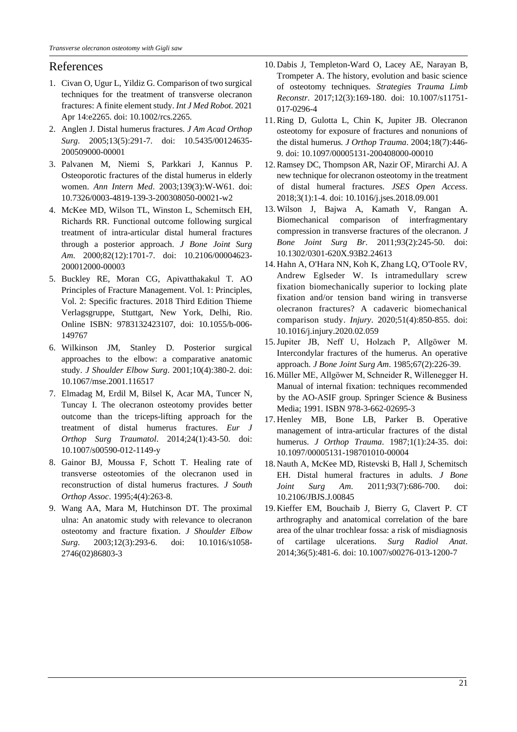## References

1. Civan O, Ugur L, Yildiz G. Comparison of two surgical techniques for the treatment of transverse olecranon fractures: A finite element study. *Int J Med Robot*. 2021 Apr 14:e2265. doi: 10.1002/rcs.2265.
2. Anglen J. Distal humerus fractures. *J Am Acad Orthop Surg*. 2005;13(5):291-7. doi: 10.5435/00124635-200509000-00001
3. Palvanen M, Niemi S, Parkkari J, Kannus P. Osteoporotic fractures of the distal humerus in elderly women. *Ann Intern Med*. 2003;139(3):W-W61. doi: 10.7326/0003-4819-139-3-200308050-00021-w2
4. McKee MD, Wilson TL, Winston L, Schemitsch EH, Richards RR. Functional outcome following surgical treatment of intra-articular distal humeral fractures through a posterior approach. *J Bone Joint Surg Am*. 2000;82(12):1701-7. doi: 10.2106/00004623-200012000-00003
5. Buckley RE, Moran CG, Apivatthakakul T. AO Principles of Fracture Management. Vol. 1: Principles, Vol. 2: Specific fractures. 2018 Third Edition Thieme Verlagsgruppe, Stuttgart, New York, Delhi, Rio. Online ISBN: 9783132423107, doi: 10.1055/b-006-149767
6. Wilkinson JM, Stanley D. Posterior surgical approaches to the elbow: a comparative anatomic study. *J Shoulder Elbow Surg*. 2001;10(4):380-2. doi: 10.1067/mse.2001.116517
7. Elmadag M, Erdil M, Bilsel K, Acar MA, Tuncer N, Tuncay I. The olecranon osteotomy provides better outcome than the triceps-lifting approach for the treatment of distal humerus fractures. *Eur J Orthop Surg Traumatol*. 2014;24(1):43-50. doi: 10.1007/s00590-012-1149-y
8. Gainor BJ, Moussa F, Schott T. Healing rate of transverse osteotomies of the olecranon used in reconstruction of distal humerus fractures. *J South Orthop Assoc*. 1995;4(4):263-8.
9. Wang AA, Mara M, Hutchinson DT. The proximal ulna: An anatomic study with relevance to olecranon osteotomy and fracture fixation. *J Shoulder Elbow Surg*. 2003;12(3):293-6. doi: 10.1016/s1058-2746(02)86803-3
10. Dabis J, Templeton-Ward O, Lacey AE, Narayan B, Trompeter A. The history, evolution and basic science of osteotomy techniques. *Strategies Trauma Limb Reconstr*. 2017;12(3):169-180. doi: 10.1007/s11751-017-0296-4
11. Ring D, Gulotta L, Chin K, Jupiter JB. Olecranon osteotomy for exposure of fractures and nonunions of the distal humerus. *J Orthop Trauma*. 2004;18(7):446-9. doi: 10.1097/00005131-200408000-00010
12. Ramsey DC, Thompson AR, Nazir OF, Mirarchi AJ. A new technique for olecranon osteotomy in the treatment of distal humeral fractures. *JSES Open Access*. 2018;3(1):1-4. doi: 10.1016/j.jses.2018.09.001
13. Wilson J, Bajwa A, Kamath V, Rangan A. Biomechanical comparison of interfragmentary compression in transverse fractures of the olecranon. *J Bone Joint Surg Br*. 2011;93(2):245-50. doi: 10.1302/0301-620X.93B2.24613
14. Hahn A, O'Hara NN, Koh K, Zhang LQ, O'Toole RV, Andrew Eglseder W. Is intramedullary screw fixation biomechanically superior to locking plate fixation and/or tension band wiring in transverse olecranon fractures? A cadaveric biomechanical comparison study. *Injury*. 2020;51(4):850-855. doi: 10.1016/j.injury.2020.02.059
15. Jupiter JB, Neff U, Holzach P, Allgöwer M. Intercondylar fractures of the humerus. An operative approach. *J Bone Joint Surg Am*. 1985;67(2):226-39.
16. Müller ME, Allgöwer M, Schneider R, Willenegger H. Manual of internal fixation: techniques recommended by the AO-ASIF group. Springer Science & Business Media; 1991. ISBN 978-3-662-02695-3
17. Henley MB, Bone LB, Parker B. Operative management of intra-articular fractures of the distal humerus. *J Orthop Trauma*. 1987;1(1):24-35. doi: 10.1097/00005131-198701010-00004
18. Nauth A, McKee MD, Ristevski B, Hall J, Schemitsch EH. Distal humeral fractures in adults. *J Bone Joint Surg Am*. 2011;93(7):686-700. doi: 10.2106/JBJS.J.00845
19. Kieffer EM, Bouchaib J, Bierry G, Clavert P. CT arthrography and anatomical correlation of the bare area of the ulnar trochlear fossa: a risk of misdiagnosis of cartilage ulcerations. *Surg Radiol Anat*. 2014;36(5):481-6. doi: 10.1007/s00276-013-1200-7